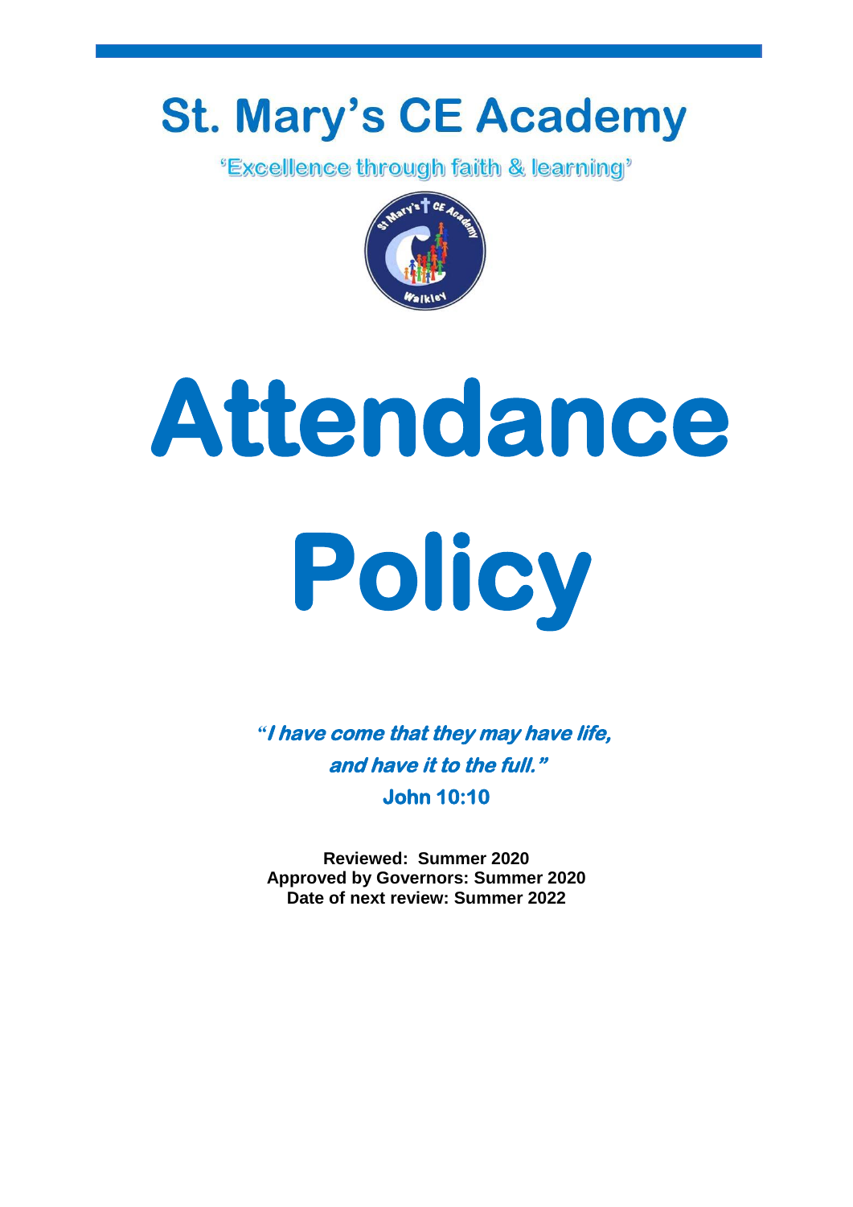# St. Mary's CE Academy

'Excellence through faith & learning'

# Attendance Policy

***"I have come that they may have life, and have it to the full."***

**John 10:10**

**Reviewed: Summer 2020**
**Approved by Governors: Summer 2020**
**Date of next review: Summer 2022**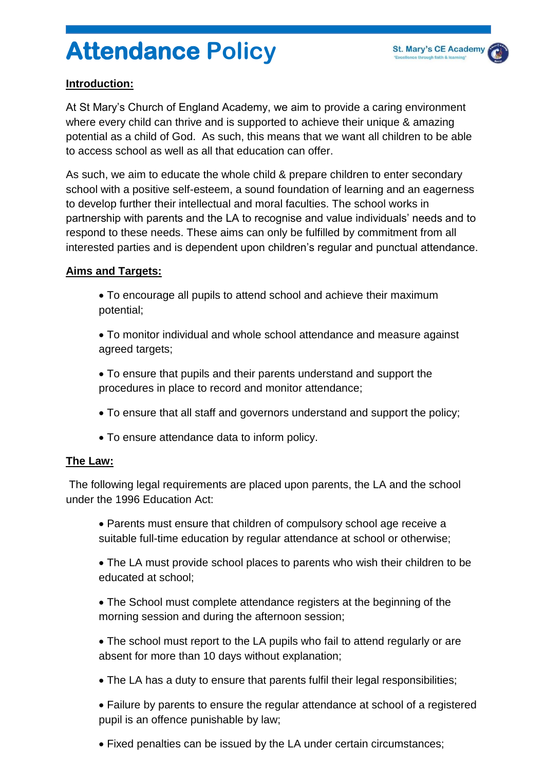# Attendance Policy

**Introduction:**

At St Mary's Church of England Academy, we aim to provide a caring environment where every child can thrive and is supported to achieve their unique & amazing potential as a child of God. As such, this means that we want all children to be able to access school as well as all that education can offer.

As such, we aim to educate the whole child & prepare children to enter secondary school with a positive self-esteem, a sound foundation of learning and an eagerness to develop further their intellectual and moral faculties. The school works in partnership with parents and the LA to recognise and value individuals' needs and to respond to these needs. These aims can only be fulfilled by commitment from all interested parties and is dependent upon children's regular and punctual attendance.

**Aims and Targets:**

- To encourage all pupils to attend school and achieve their maximum potential;
- To monitor individual and whole school attendance and measure against agreed targets;
- To ensure that pupils and their parents understand and support the procedures in place to record and monitor attendance;
- To ensure that all staff and governors understand and support the policy;
- To ensure attendance data to inform policy.

**The Law:**

The following legal requirements are placed upon parents, the LA and the school under the 1996 Education Act:

- Parents must ensure that children of compulsory school age receive a suitable full-time education by regular attendance at school or otherwise;
- The LA must provide school places to parents who wish their children to be educated at school;
- The School must complete attendance registers at the beginning of the morning session and during the afternoon session;
- The school must report to the LA pupils who fail to attend regularly or are absent for more than 10 days without explanation;
- The LA has a duty to ensure that parents fulfil their legal responsibilities;
- Failure by parents to ensure the regular attendance at school of a registered pupil is an offence punishable by law;
- Fixed penalties can be issued by the LA under certain circumstances;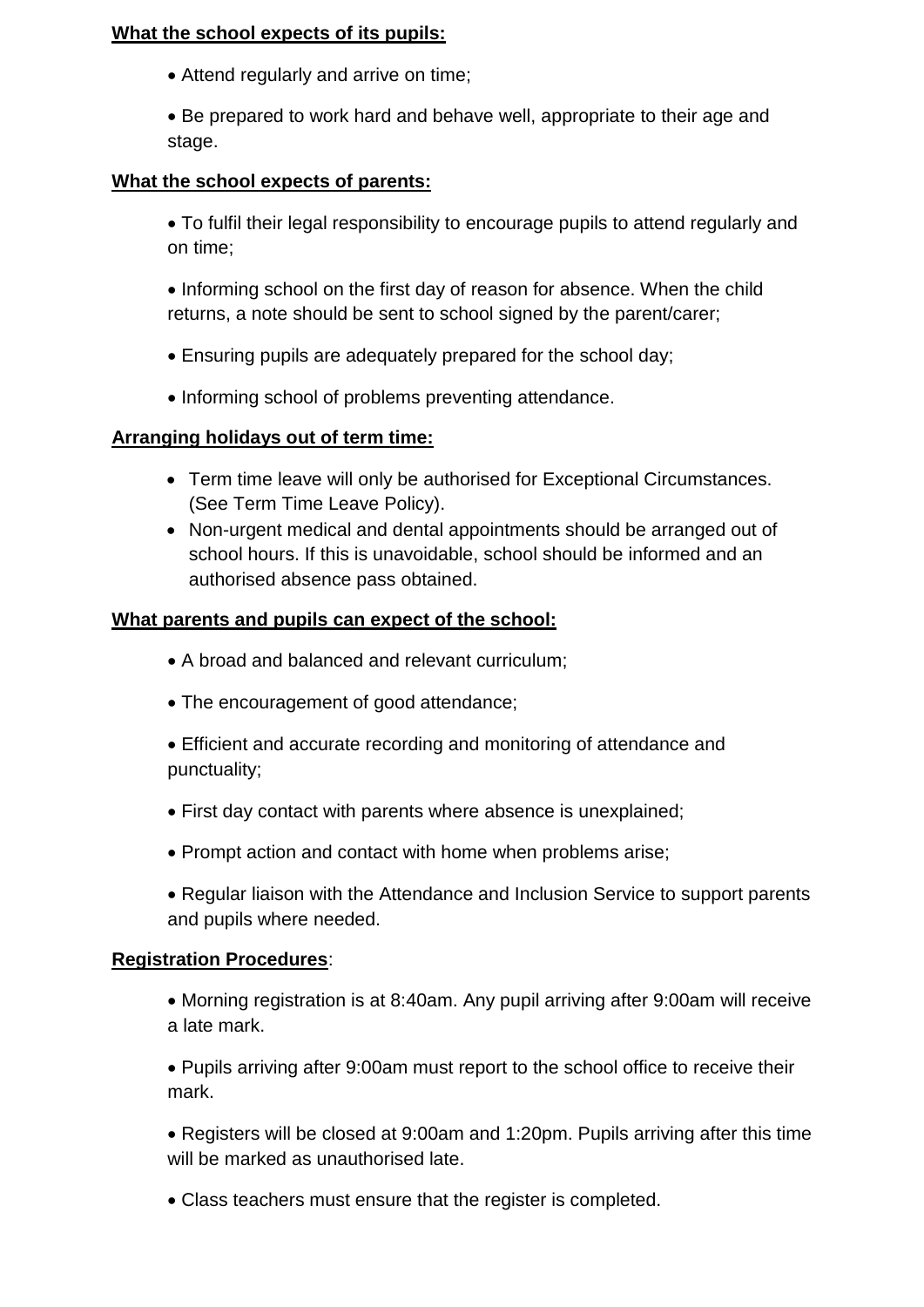**<u>What the school expects of its pupils:</u>**

- Attend regularly and arrive on time;
- Be prepared to work hard and behave well, appropriate to their age and stage.

**<u>What the school expects of parents:</u>**

- To fulfil their legal responsibility to encourage pupils to attend regularly and on time;
- Informing school on the first day of reason for absence. When the child returns, a note should be sent to school signed by the parent/carer;
- Ensuring pupils are adequately prepared for the school day;
- Informing school of problems preventing attendance.

**<u>Arranging holidays out of term time:</u>**

- Term time leave will only be authorised for Exceptional Circumstances. (See Term Time Leave Policy).
- Non-urgent medical and dental appointments should be arranged out of school hours. If this is unavoidable, school should be informed and an authorised absence pass obtained.

**<u>What parents and pupils can expect of the school:</u>**

- A broad and balanced and relevant curriculum;
- The encouragement of good attendance;
- Efficient and accurate recording and monitoring of attendance and punctuality;
- First day contact with parents where absence is unexplained;
- Prompt action and contact with home when problems arise;
- Regular liaison with the Attendance and Inclusion Service to support parents and pupils where needed.

**<u>Registration Procedures</u>**:

- Morning registration is at 8:40am. Any pupil arriving after 9:00am will receive a late mark.
- Pupils arriving after 9:00am must report to the school office to receive their mark.
- Registers will be closed at 9:00am and 1:20pm. Pupils arriving after this time will be marked as unauthorised late.
- Class teachers must ensure that the register is completed.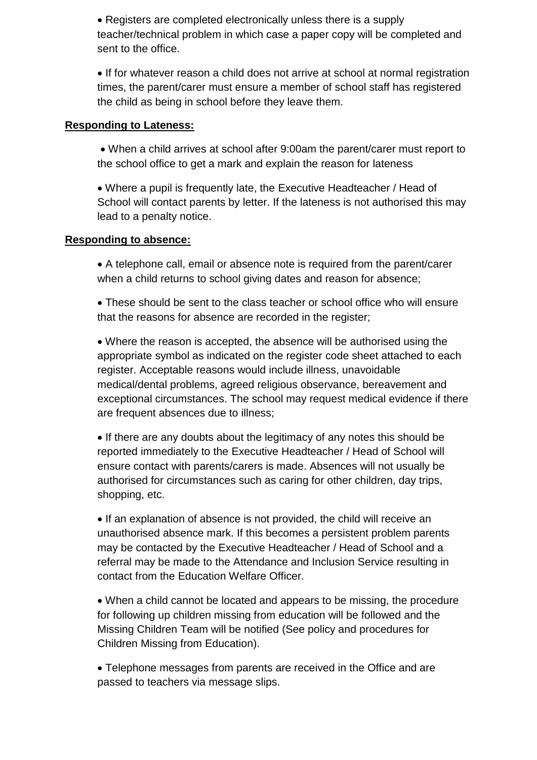- Registers are completed electronically unless there is a supply teacher/technical problem in which case a paper copy will be completed and sent to the office.

- If for whatever reason a child does not arrive at school at normal registration times, the parent/carer must ensure a member of school staff has registered the child as being in school before they leave them.

**Responding to Lateness:**

- When a child arrives at school after 9:00am the parent/carer must report to the school office to get a mark and explain the reason for lateness

- Where a pupil is frequently late, the Executive Headteacher / Head of School will contact parents by letter. If the lateness is not authorised this may lead to a penalty notice.

**Responding to absence:**

- A telephone call, email or absence note is required from the parent/carer when a child returns to school giving dates and reason for absence;

- These should be sent to the class teacher or school office who will ensure that the reasons for absence are recorded in the register;

- Where the reason is accepted, the absence will be authorised using the appropriate symbol as indicated on the register code sheet attached to each register. Acceptable reasons would include illness, unavoidable medical/dental problems, agreed religious observance, bereavement and exceptional circumstances. The school may request medical evidence if there are frequent absences due to illness;

- If there are any doubts about the legitimacy of any notes this should be reported immediately to the Executive Headteacher / Head of School will ensure contact with parents/carers is made. Absences will not usually be authorised for circumstances such as caring for other children, day trips, shopping, etc.

- If an explanation of absence is not provided, the child will receive an unauthorised absence mark. If this becomes a persistent problem parents may be contacted by the Executive Headteacher / Head of School and a referral may be made to the Attendance and Inclusion Service resulting in contact from the Education Welfare Officer.

- When a child cannot be located and appears to be missing, the procedure for following up children missing from education will be followed and the Missing Children Team will be notified (See policy and procedures for Children Missing from Education).

- Telephone messages from parents are received in the Office and are passed to teachers via message slips.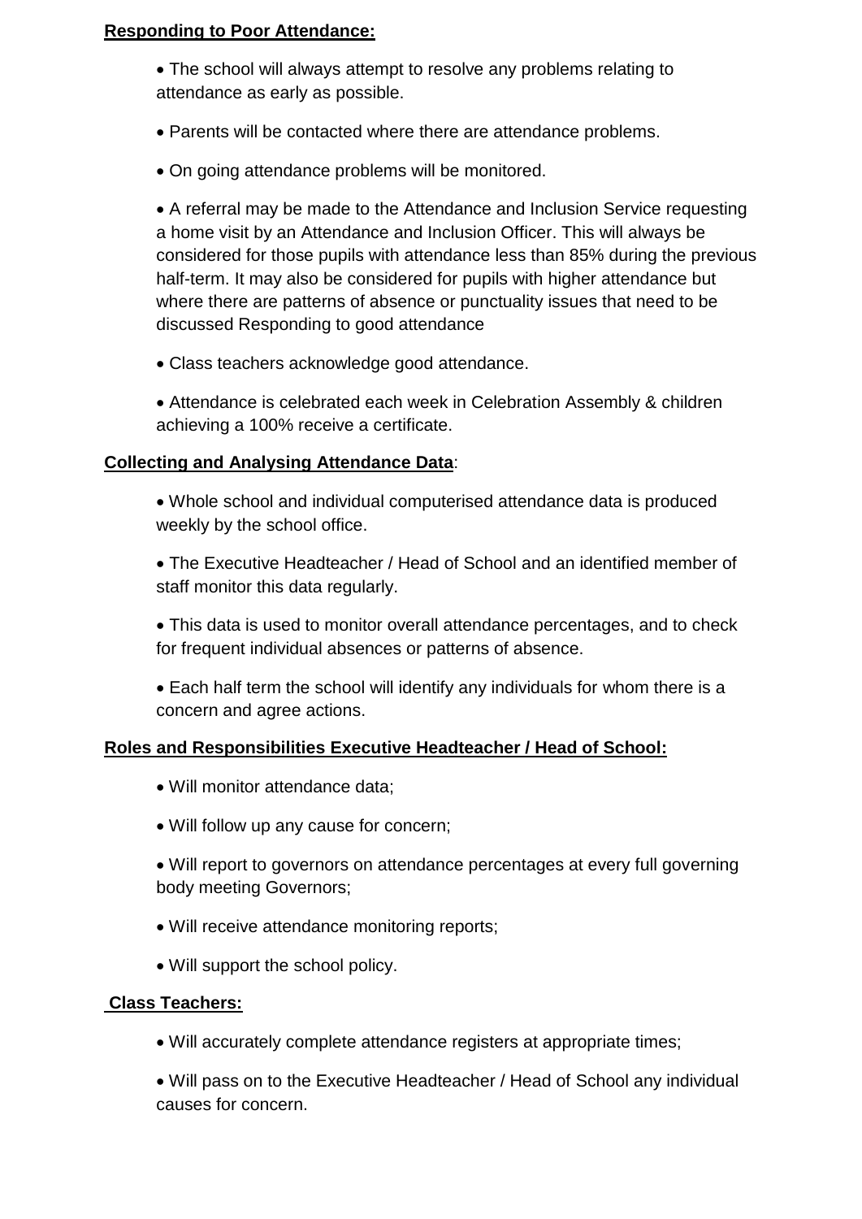**Responding to Poor Attendance:**

- The school will always attempt to resolve any problems relating to attendance as early as possible.
- Parents will be contacted where there are attendance problems.
- On going attendance problems will be monitored.
- A referral may be made to the Attendance and Inclusion Service requesting a home visit by an Attendance and Inclusion Officer. This will always be considered for those pupils with attendance less than 85% during the previous half-term. It may also be considered for pupils with higher attendance but where there are patterns of absence or punctuality issues that need to be discussed Responding to good attendance
- Class teachers acknowledge good attendance.
- Attendance is celebrated each week in Celebration Assembly & children achieving a 100% receive a certificate.

**Collecting and Analysing Attendance Data**:

- Whole school and individual computerised attendance data is produced weekly by the school office.
- The Executive Headteacher / Head of School and an identified member of staff monitor this data regularly.
- This data is used to monitor overall attendance percentages, and to check for frequent individual absences or patterns of absence.
- Each half term the school will identify any individuals for whom there is a concern and agree actions.

**Roles and Responsibilities Executive Headteacher / Head of School:**

- Will monitor attendance data;
- Will follow up any cause for concern;
- Will report to governors on attendance percentages at every full governing body meeting Governors;
- Will receive attendance monitoring reports;
- Will support the school policy.

**Class Teachers:**

- Will accurately complete attendance registers at appropriate times;
- Will pass on to the Executive Headteacher / Head of School any individual causes for concern.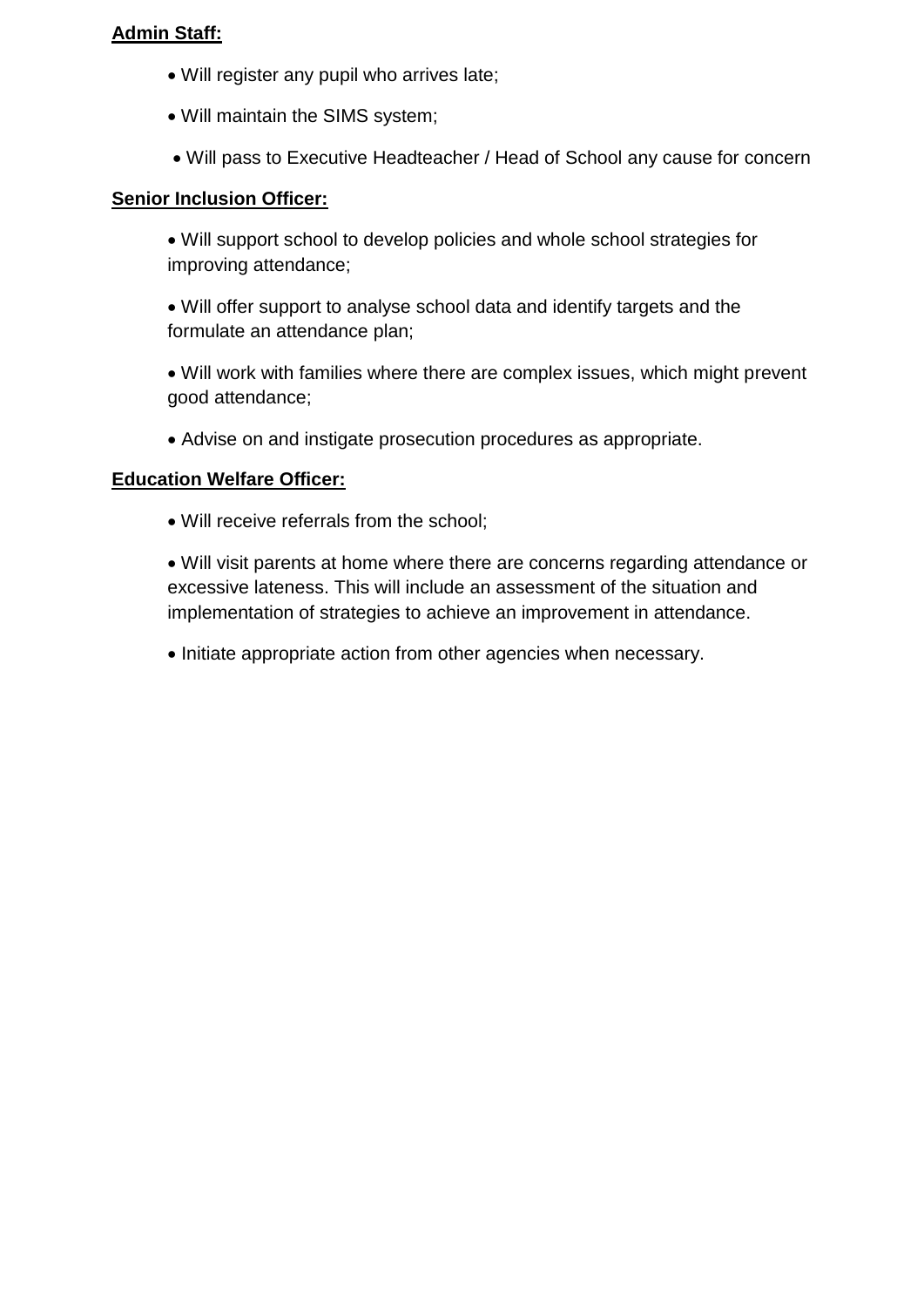**Admin Staff:**

- Will register any pupil who arrives late;
- Will maintain the SIMS system;
- Will pass to Executive Headteacher / Head of School any cause for concern

**Senior Inclusion Officer:**

- Will support school to develop policies and whole school strategies for improving attendance;
- Will offer support to analyse school data and identify targets and the formulate an attendance plan;
- Will work with families where there are complex issues, which might prevent good attendance;
- Advise on and instigate prosecution procedures as appropriate.

**Education Welfare Officer:**

- Will receive referrals from the school;
- Will visit parents at home where there are concerns regarding attendance or excessive lateness. This will include an assessment of the situation and implementation of strategies to achieve an improvement in attendance.
- Initiate appropriate action from other agencies when necessary.